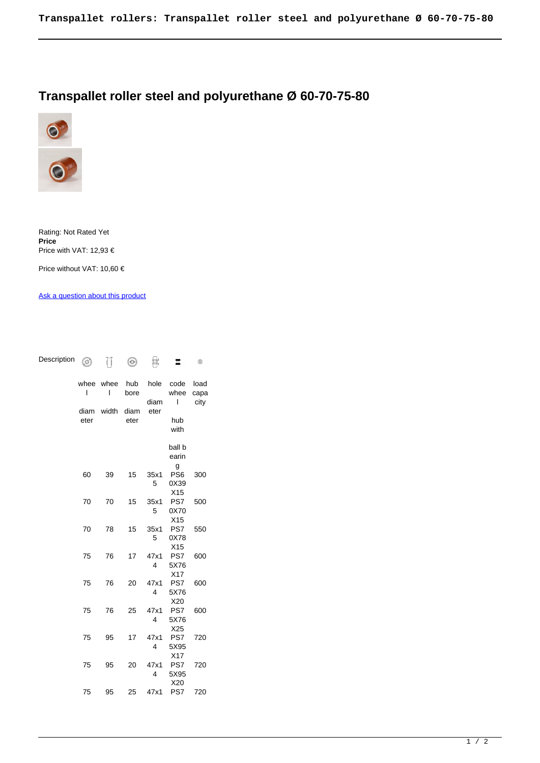# Transpallet roller steel and polyurethane Ø 60-70-75-80

Rating: Not Rated Yet
**Price**
Price with VAT: 12,93 €

Price without VAT: 10,60 €

Ask a question about this product

Description

| wheel diameter | wheel width | hub bore diameter | hole diameter | code wheel hub with ball bearing | load capacity |
|---|---|---|---|---|---|
| 60 | 39 | 15 | 35x15 | PS60X39X15 | 300 |
| 70 | 70 | 15 | 35x15 | PS70X70X15 | 500 |
| 70 | 78 | 15 | 35x15 | PS70X78X15 | 550 |
| 75 | 76 | 17 | 47x14 | PS75X76X17 | 600 |
| 75 | 76 | 20 | 47x14 | PS75X76X20 | 600 |
| 75 | 76 | 25 | 47x14 | PS75X76X25 | 600 |
| 75 | 95 | 17 | 47x14 | PS75X95X17 | 720 |
| 75 | 95 | 20 | 47x14 | PS75X95X20 | 720 |
| 75 | 95 | 25 | 47x1 | PS7 | 720 |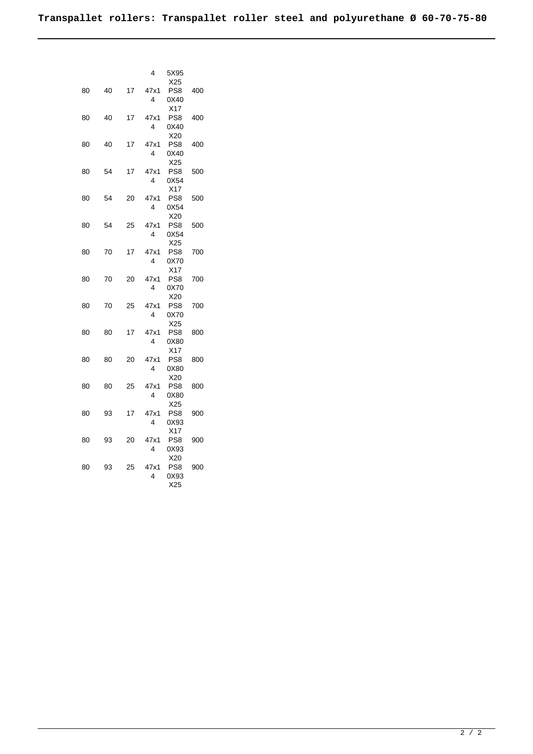| | | | | | |
|---|---|---|---|---|---|
| | | | 4 | 5X95X25 | |
| 80 | 40 | 17 | 47x14 | PS80X40X17 | 400 |
| 80 | 40 | 17 | 47x14 | PS80X40X20 | 400 |
| 80 | 40 | 17 | 47x14 | PS80X40X25 | 400 |
| 80 | 54 | 17 | 47x14 | PS80X54X17 | 500 |
| 80 | 54 | 20 | 47x14 | PS80X54X20 | 500 |
| 80 | 54 | 25 | 47x14 | PS80X54X25 | 500 |
| 80 | 70 | 17 | 47x14 | PS80X70X17 | 700 |
| 80 | 70 | 20 | 47x14 | PS80X70X20 | 700 |
| 80 | 70 | 25 | 47x14 | PS80X70X25 | 700 |
| 80 | 80 | 17 | 47x14 | PS80X80X17 | 800 |
| 80 | 80 | 20 | 47x14 | PS80X80X20 | 800 |
| 80 | 80 | 25 | 47x14 | PS80X80X25 | 800 |
| 80 | 93 | 17 | 47x14 | PS80X93X17 | 900 |
| 80 | 93 | 20 | 47x14 | PS80X93X20 | 900 |
| 80 | 93 | 25 | 47x14 | PS80X93X25 | 900 |